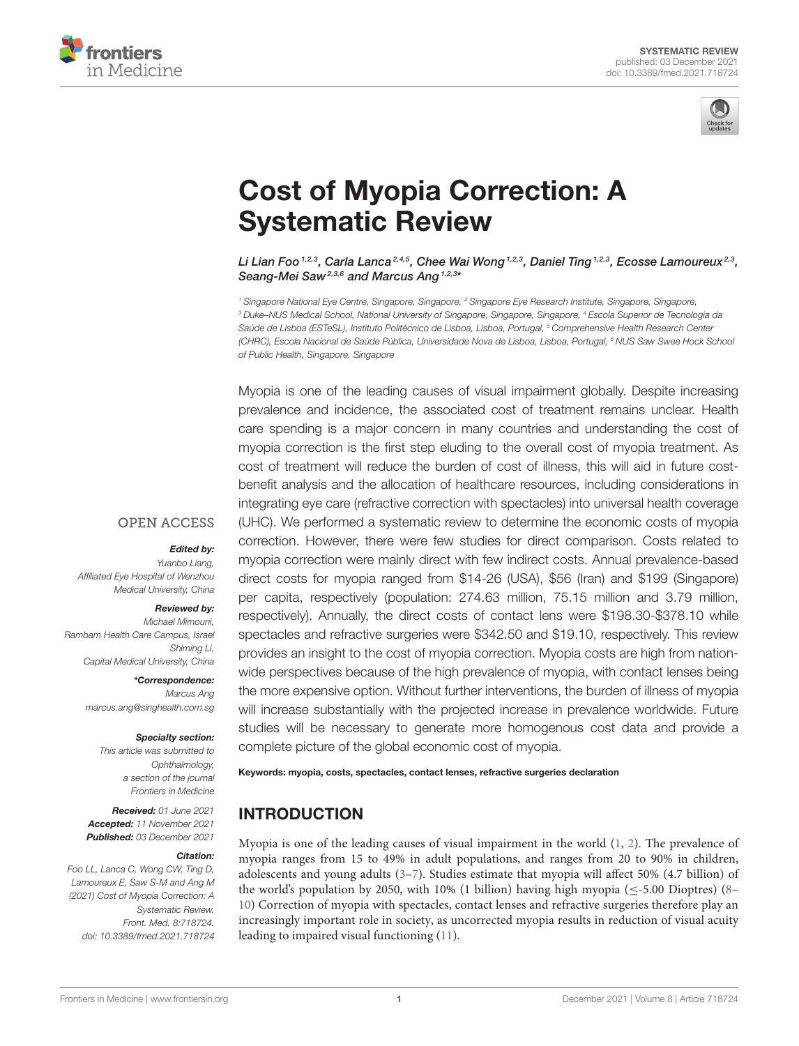SYSTEMATIC REVIEW
published: 03 December 2021
doi: 10.3389/fmed.2021.718724

# Cost of Myopia Correction: A Systematic Review

*Li Lian Foo[1,2,3], Carla Lanca[2,4,5], Chee Wai Wong[1,2,3], Daniel Ting[1,2,3], Ecosse Lamoureux[2,3], Seang-Mei Saw[2,3,6] and Marcus Ang[1,2,3]\**

[1] Singapore National Eye Centre, Singapore, Singapore, [2] Singapore Eye Research Institute, Singapore, Singapore, [3] Duke–NUS Medical School, National University of Singapore, Singapore, Singapore, [4] Escola Superior de Tecnologia da Saúde de Lisboa (ESTeSL), Instituto Politécnico de Lisboa, Lisboa, Portugal, [5] Comprehensive Health Research Center (CHRC), Escola Nacional de Saúde Pública, Universidade Nova de Lisboa, Lisboa, Portugal, [6] NUS Saw Swee Hock School of Public Health, Singapore, Singapore

OPEN ACCESS

***Edited by:***
Yuanbo Liang,
Affiliated Eye Hospital of Wenzhou Medical University, China

***Reviewed by:***
Michael Mimouni,
Rambam Health Care Campus, Israel
Shiming Li,
Capital Medical University, China

***\*Correspondence:***
Marcus Ang
marcus.ang@singhealth.com.sg

***Specialty section:***
This article was submitted to Ophthalmology, a section of the journal Frontiers in Medicine

***Received:*** 01 June 2021
***Accepted:*** 11 November 2021
***Published:*** 03 December 2021

***Citation:***
Foo LL, Lanca C, Wong CW, Ting D, Lamoureux E, Saw S-M and Ang M (2021) Cost of Myopia Correction: A Systematic Review. Front. Med. 8:718724. doi: 10.3389/fmed.2021.718724

Myopia is one of the leading causes of visual impairment globally. Despite increasing prevalence and incidence, the associated cost of treatment remains unclear. Health care spending is a major concern in many countries and understanding the cost of myopia correction is the first step eluding to the overall cost of myopia treatment. As cost of treatment will reduce the burden of cost of illness, this will aid in future cost-benefit analysis and the allocation of healthcare resources, including considerations in integrating eye care (refractive correction with spectacles) into universal health coverage (UHC). We performed a systematic review to determine the economic costs of myopia correction. However, there were few studies for direct comparison. Costs related to myopia correction were mainly direct with few indirect costs. Annual prevalence-based direct costs for myopia ranged from $14-26 (USA), $56 (Iran) and $199 (Singapore) per capita, respectively (population: 274.63 million, 75.15 million and 3.79 million, respectively). Annually, the direct costs of contact lens were $198.30-$378.10 while spectacles and refractive surgeries were $342.50 and $19.10, respectively. This review provides an insight to the cost of myopia correction. Myopia costs are high from nation-wide perspectives because of the high prevalence of myopia, with contact lenses being the more expensive option. Without further interventions, the burden of illness of myopia will increase substantially with the projected increase in prevalence worldwide. Future studies will be necessary to generate more homogenous cost data and provide a complete picture of the global economic cost of myopia.

**Keywords: myopia, costs, spectacles, contact lenses, refractive surgeries declaration**

## INTRODUCTION

Myopia is one of the leading causes of visual impairment in the world (1, 2). The prevalence of myopia ranges from 15 to 49% in adult populations, and ranges from 20 to 90% in children, adolescents and young adults (3–7). Studies estimate that myopia will affect 50% (4.7 billion) of the world's population by 2050, with 10% (1 billion) having high myopia ($\leq$-5.00 Dioptres) (8–10) Correction of myopia with spectacles, contact lenses and refractive surgeries therefore play an increasingly important role in society, as uncorrected myopia results in reduction of visual acuity leading to impaired visual functioning (11).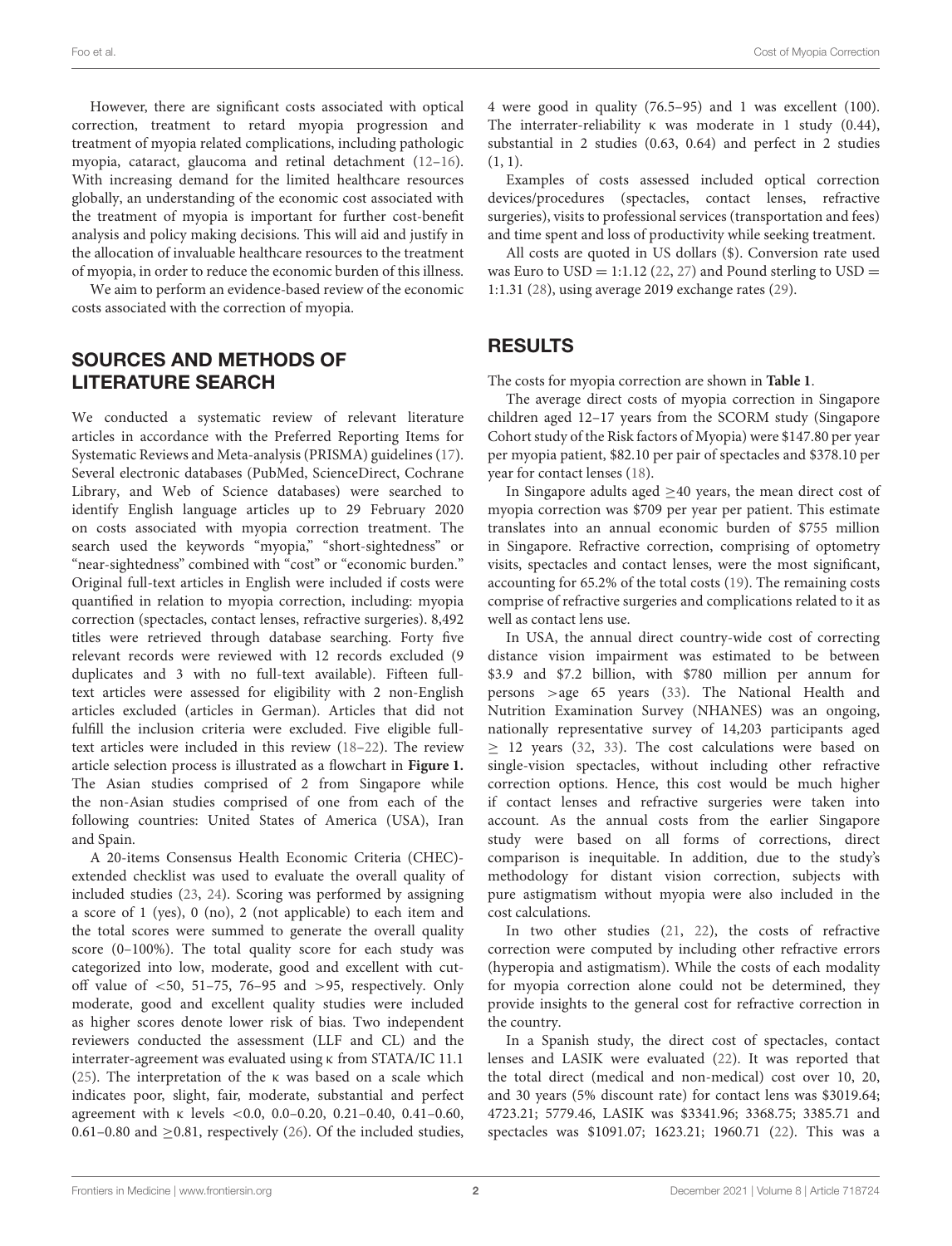However, there are significant costs associated with optical correction, treatment to retard myopia progression and treatment of myopia related complications, including pathologic myopia, cataract, glaucoma and retinal detachment (12–16). With increasing demand for the limited healthcare resources globally, an understanding of the economic cost associated with the treatment of myopia is important for further cost-benefit analysis and policy making decisions. This will aid and justify in the allocation of invaluable healthcare resources to the treatment of myopia, in order to reduce the economic burden of this illness.

We aim to perform an evidence-based review of the economic costs associated with the correction of myopia.

## SOURCES AND METHODS OF LITERATURE SEARCH

We conducted a systematic review of relevant literature articles in accordance with the Preferred Reporting Items for Systematic Reviews and Meta-analysis (PRISMA) guidelines (17). Several electronic databases (PubMed, ScienceDirect, Cochrane Library, and Web of Science databases) were searched to identify English language articles up to 29 February 2020 on costs associated with myopia correction treatment. The search used the keywords "myopia," "short-sightedness" or "near-sightedness" combined with "cost" or "economic burden." Original full-text articles in English were included if costs were quantified in relation to myopia correction, including: myopia correction (spectacles, contact lenses, refractive surgeries). 8,492 titles were retrieved through database searching. Forty five relevant records were reviewed with 12 records excluded (9 duplicates and 3 with no full-text available). Fifteen full-text articles were assessed for eligibility with 2 non-English articles excluded (articles in German). Articles that did not fulfill the inclusion criteria were excluded. Five eligible full-text articles were included in this review (18–22). The review article selection process is illustrated as a flowchart in **Figure 1.** The Asian studies comprised of 2 from Singapore while the non-Asian studies comprised of one from each of the following countries: United States of America (USA), Iran and Spain.

A 20-items Consensus Health Economic Criteria (CHEC)-extended checklist was used to evaluate the overall quality of included studies (23, 24). Scoring was performed by assigning a score of 1 (yes), 0 (no), 2 (not applicable) to each item and the total scores were summed to generate the overall quality score (0–100%). The total quality score for each study was categorized into low, moderate, good and excellent with cut-off value of <50, 51–75, 76–95 and >95, respectively. Only moderate, good and excellent quality studies were included as higher scores denote lower risk of bias. Two independent reviewers conducted the assessment (LLF and CL) and the interrater-agreement was evaluated using κ from STATA/IC 11.1 (25). The interpretation of the κ was based on a scale which indicates poor, slight, fair, moderate, substantial and perfect agreement with κ levels <0.0, 0.0–0.20, 0.21–0.40, 0.41–0.60, 0.61–0.80 and ≥0.81, respectively (26). Of the included studies, 4 were good in quality (76.5–95) and 1 was excellent (100). The interrater-reliability κ was moderate in 1 study (0.44), substantial in 2 studies (0.63, 0.64) and perfect in 2 studies (1, 1).

Examples of costs assessed included optical correction devices/procedures (spectacles, contact lenses, refractive surgeries), visits to professional services (transportation and fees) and time spent and loss of productivity while seeking treatment.

All costs are quoted in US dollars ($). Conversion rate used was Euro to USD = 1:1.12 (22, 27) and Pound sterling to USD = 1:1.31 (28), using average 2019 exchange rates (29).

## RESULTS

The costs for myopia correction are shown in **Table 1**.

The average direct costs of myopia correction in Singapore children aged 12–17 years from the SCORM study (Singapore Cohort study of the Risk factors of Myopia) were $147.80 per year per myopia patient, $82.10 per pair of spectacles and $378.10 per year for contact lenses (18).

In Singapore adults aged ≥40 years, the mean direct cost of myopia correction was $709 per year per patient. This estimate translates into an annual economic burden of $755 million in Singapore. Refractive correction, comprising of optometry visits, spectacles and contact lenses, were the most significant, accounting for 65.2% of the total costs (19). The remaining costs comprise of refractive surgeries and complications related to it as well as contact lens use.

In USA, the annual direct country-wide cost of correcting distance vision impairment was estimated to be between $3.9 and $7.2 billion, with $780 million per annum for persons >age 65 years (33). The National Health and Nutrition Examination Survey (NHANES) was an ongoing, nationally representative survey of 14,203 participants aged ≥ 12 years (32, 33). The cost calculations were based on single-vision spectacles, without including other refractive correction options. Hence, this cost would be much higher if contact lenses and refractive surgeries were taken into account. As the annual costs from the earlier Singapore study were based on all forms of corrections, direct comparison is inequitable. In addition, due to the study's methodology for distant vision correction, subjects with pure astigmatism without myopia were also included in the cost calculations.

In two other studies (21, 22), the costs of refractive correction were computed by including other refractive errors (hyperopia and astigmatism). While the costs of each modality for myopia correction alone could not be determined, they provide insights to the general cost for refractive correction in the country.

In a Spanish study, the direct cost of spectacles, contact lenses and LASIK were evaluated (22). It was reported that the total direct (medical and non-medical) cost over 10, 20, and 30 years (5% discount rate) for contact lens was $3019.64; 4723.21; 5779.46, LASIK was $3341.96; 3368.75; 3385.71 and spectacles was $1091.07; 1623.21; 1960.71 (22). This was a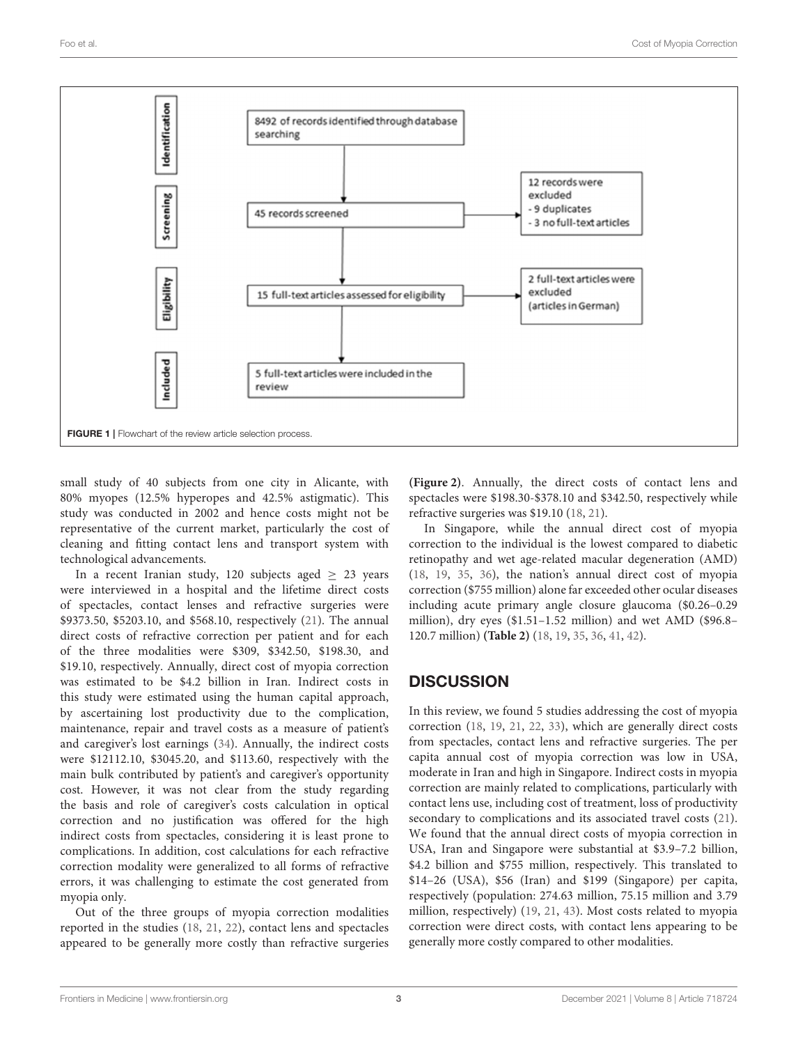8492 of records identified through database searching

45 records screened

12 records were excluded
- 9 duplicates
- 3 no full-text articles

15 full-text articles assessed for eligibility

2 full-text articles were excluded (articles in German)

5 full-text articles were included in the review

Identification | Screening | Eligibility | Included

**FIGURE 1** | Flowchart of the review article selection process.

small study of 40 subjects from one city in Alicante, with 80% myopes (12.5% hyperopes and 42.5% astigmatic). This study was conducted in 2002 and hence costs might not be representative of the current market, particularly the cost of cleaning and fitting contact lens and transport system with technological advancements.

In a recent Iranian study, 120 subjects aged ≥ 23 years were interviewed in a hospital and the lifetime direct costs of spectacles, contact lenses and refractive surgeries were \$9373.50, \$5203.10, and \$568.10, respectively (21). The annual direct costs of refractive correction per patient and for each of the three modalities were \$309, \$342.50, \$198.30, and \$19.10, respectively. Annually, direct cost of myopia correction was estimated to be \$4.2 billion in Iran. Indirect costs in this study were estimated using the human capital approach, by ascertaining lost productivity due to the complication, maintenance, repair and travel costs as a measure of patient's and caregiver's lost earnings (34). Annually, the indirect costs were \$12112.10, \$3045.20, and \$113.60, respectively with the main bulk contributed by patient's and caregiver's opportunity cost. However, it was not clear from the study regarding the basis and role of caregiver's costs calculation in optical correction and no justification was offered for the high indirect costs from spectacles, considering it is least prone to complications. In addition, cost calculations for each refractive correction modality were generalized to all forms of refractive errors, it was challenging to estimate the cost generated from myopia only.

Out of the three groups of myopia correction modalities reported in the studies (18, 21, 22), contact lens and spectacles appeared to be generally more costly than refractive surgeries **(Figure 2)**. Annually, the direct costs of contact lens and spectacles were \$198.30-\$378.10 and \$342.50, respectively while refractive surgeries was \$19.10 (18, 21).

In Singapore, while the annual direct cost of myopia correction to the individual is the lowest compared to diabetic retinopathy and wet age-related macular degeneration (AMD) (18, 19, 35, 36), the nation's annual direct cost of myopia correction (\$755 million) alone far exceeded other ocular diseases including acute primary angle closure glaucoma (\$0.26–0.29 million), dry eyes (\$1.51–1.52 million) and wet AMD (\$96.8–120.7 million) **(Table 2)** (18, 19, 35, 36, 41, 42).

## DISCUSSION

In this review, we found 5 studies addressing the cost of myopia correction (18, 19, 21, 22, 33), which are generally direct costs from spectacles, contact lens and refractive surgeries. The per capita annual cost of myopia correction was low in USA, moderate in Iran and high in Singapore. Indirect costs in myopia correction are mainly related to complications, particularly with contact lens use, including cost of treatment, loss of productivity secondary to complications and its associated travel costs (21). We found that the annual direct costs of myopia correction in USA, Iran and Singapore were substantial at \$3.9–7.2 billion, \$4.2 billion and \$755 million, respectively. This translated to \$14–26 (USA), \$56 (Iran) and \$199 (Singapore) per capita, respectively (population: 274.63 million, 75.15 million and 3.79 million, respectively) (19, 21, 43). Most costs related to myopia correction were direct costs, with contact lens appearing to be generally more costly compared to other modalities.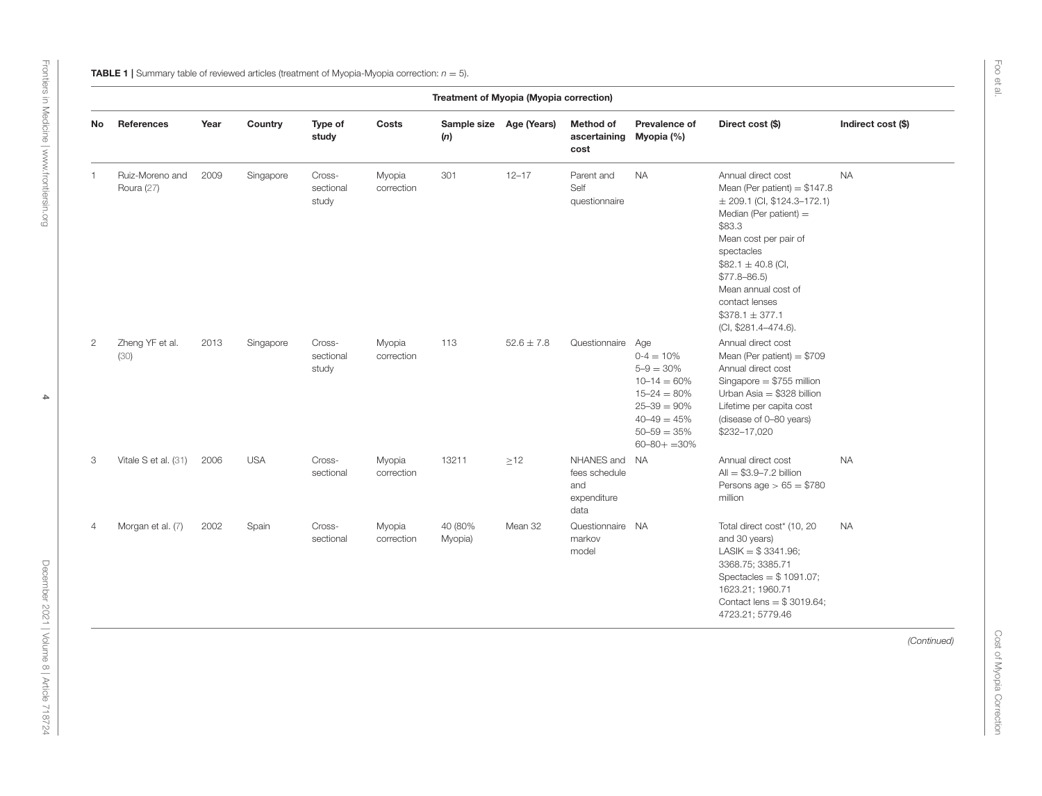**TABLE 1** | Summary table of reviewed articles (treatment of Myopia-Myopia correction: $n = 5$).

| Treatment of Myopia (Myopia correction) | | | | | | | | | | |
|---|---|---|---|---|---|---|---|---|---|---|
| **No** | **References** | **Year** | **Country** | **Type of study** | **Costs** | **Sample size (*n*)** | **Age (Years)** | **Method of ascertaining cost** | **Prevalence of Myopia (%)** | **Direct cost ($)** | **Indirect cost ($)** |
| 1 | Ruiz-Moreno and Roura (27) | 2009 | Singapore | Cross-sectional study | Myopia correction | 301 | 12–17 | Parent and Self questionnaire | NA | Annual direct cost<br>Mean (Per patient) = $147.8 ± 209.1 (CI, $124.3–172.1)<br>Median (Per patient) = $83.3<br>Mean cost per pair of spectacles<br>$82.1 ± 40.8 (CI, $77.8–86.5)<br>Mean annual cost of contact lenses<br>$378.1 ± 377.1<br>(CI, $281.4–474.6). | NA |
| 2 | Zheng YF et al. (30) | 2013 | Singapore | Cross-sectional study | Myopia correction | 113 | 52.6 ± 7.8 | Questionnaire | Age<br>0–4 = 10%<br>5–9 = 30%<br>10–14 = 60%<br>15–24 = 80%<br>25–39 = 90%<br>40–49 = 45%<br>50–59 = 35%<br>60–80+ =30% | Annual direct cost<br>Mean (Per patient) = $709<br>Annual direct cost<br>Singapore = $755 million<br>Urban Asia = $328 billion<br>Lifetime per capita cost<br>(disease of 0–80 years)<br>$232–17,020 | |
| 3 | Vitale S et al. (31) | 2006 | USA | Cross-sectional | Myopia correction | 13211 | ≥12 | NHANES and fees schedule and expenditure data | NA | Annual direct cost<br>All = $3.9–7.2 billion<br>Persons age > 65 = $780 million | NA |
| 4 | Morgan et al. (7) | 2002 | Spain | Cross-sectional | Myopia correction | 40 (80% Myopia) | Mean 32 | Questionnaire markov model | NA | Total direct cost* (10, 20 and 30 years)<br>LASIK = $ 3341.96; 3368.75; 3385.71<br>Spectacles = $ 1091.07; 1623.21; 1960.71<br>Contact lens = $ 3019.64; 4723.21; 5779.46 | NA |

*(Continued)*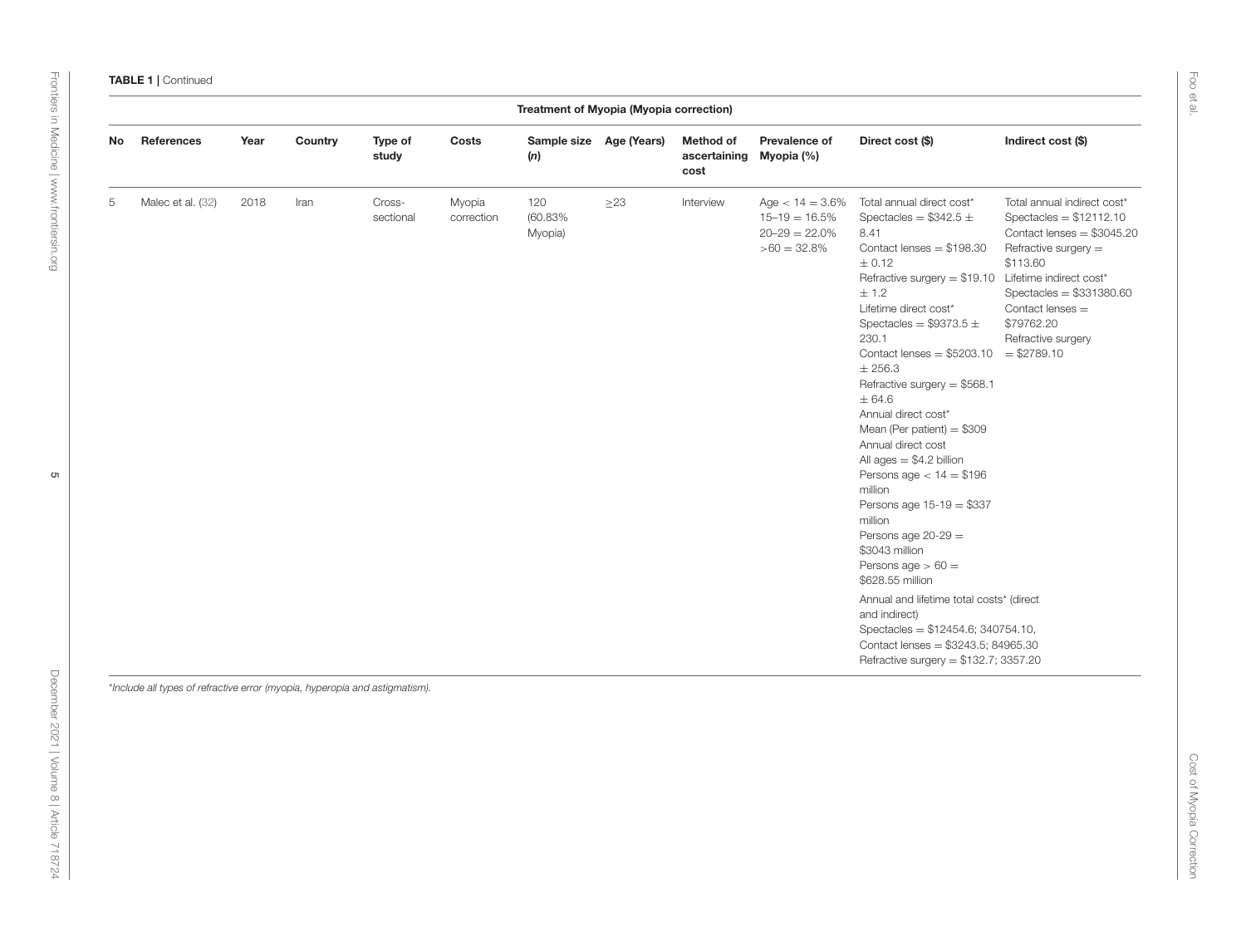**TABLE 1** | Continued

| Treatment of Myopia (Myopia correction) | | | | | | | | | | | |
|---|---|---|---|---|---|---|---|---|---|---|---|
| **No** | **References** | **Year** | **Country** | **Type of study** | **Costs** | **Sample size (*n*)** | **Age (Years)** | **Method of ascertaining cost** | **Prevalence of Myopia (%)** | **Direct cost ($)** | **Indirect cost ($)** |
| 5 | Malec et al. (32) | 2018 | Iran | Cross-sectional | Myopia correction | 120 (60.83% Myopia) | ≥23 | Interview | Age < 14 = 3.6%<br>15–19 = 16.5%<br>20–29 = 22.0%<br>>60 = 32.8% | Total annual direct cost*<br>Spectacles = $342.5 ± 8.41<br>Contact lenses = $198.30 ± 0.12<br>Refractive surgery = $19.10 ± 1.2<br>Lifetime direct cost*<br>Spectacles = $9373.5 ± 230.1<br>Contact lenses = $5203.10 ± 256.3<br>Refractive surgery = $568.1 ± 64.6<br>Annual direct cost*<br>Mean (Per patient) = $309<br>Annual direct cost<br>All ages = $4.2 billion<br>Persons age < 14 = $196 million<br>Persons age 15-19 = $337 million<br>Persons age 20-29 = $3043 million<br>Persons age > 60 = $628.55 million<br>Annual and lifetime total costs* (direct and indirect)<br>Spectacles = $12454.6; 340754.10,<br>Contact lenses = $3243.5; 84965.30<br>Refractive surgery = $132.7; 3357.20 | Total annual indirect cost*<br>Spectacles = $12112.10<br>Contact lenses = $3045.20<br>Refractive surgery = $113.60<br>Lifetime indirect cost*<br>Spectacles = $331380.60<br>Contact lenses = $79762.20<br>Refractive surgery = $2789.10 |

*Include all types of refractive error (myopia, hyperopia and astigmatism).*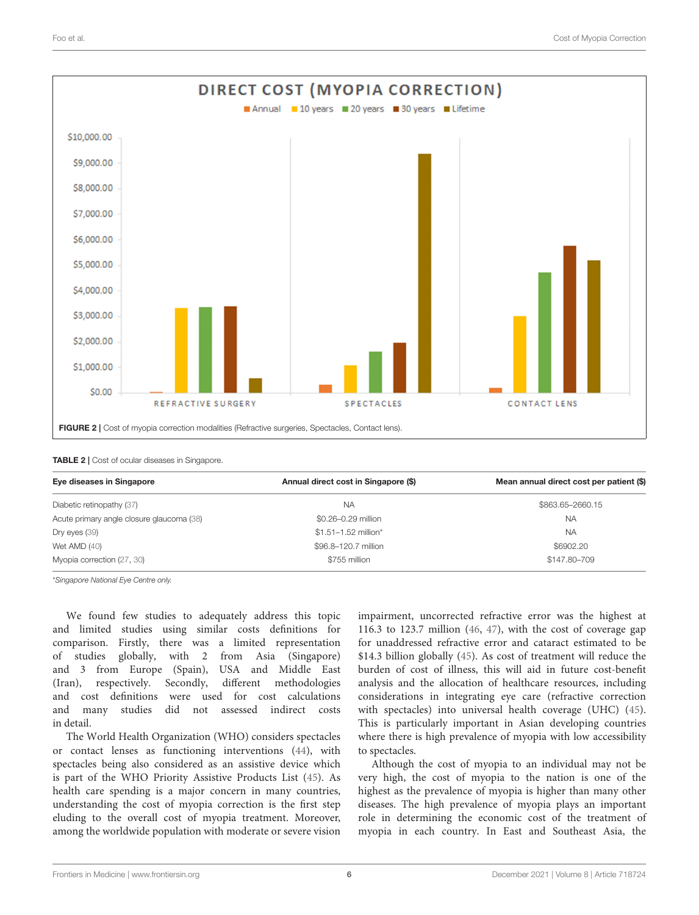FIGURE 2 | Cost of myopia correction modalities (Refractive surgeries, Spectacles, Contact lens).

TABLE 2 | Cost of ocular diseases in Singapore.

| Eye diseases in Singapore | Annual direct cost in Singapore ($) | Mean annual direct cost per patient ($) |
|---|---|---|
| Diabetic retinopathy (37) | NA | $863.65–2660.15 |
| Acute primary angle closure glaucoma (38) | $0.26–0.29 million | NA |
| Dry eyes (39) | $1.51–1.52 million* | NA |
| Wet AMD (40) | $96.8–120.7 million | $6902.20 |
| Myopia correction (27, 30) | $755 million | $147.80–709 |

*Singapore National Eye Centre only.*

We found few studies to adequately address this topic and limited studies using similar costs definitions for comparison. Firstly, there was a limited representation of studies globally, with 2 from Asia (Singapore) and 3 from Europe (Spain), USA and Middle East (Iran), respectively. Secondly, different methodologies and cost definitions were used for cost calculations and many studies did not assessed indirect costs in detail.

The World Health Organization (WHO) considers spectacles or contact lenses as functioning interventions (44), with spectacles being also considered as an assistive device which is part of the WHO Priority Assistive Products List (45). As health care spending is a major concern in many countries, understanding the cost of myopia correction is the first step eluding to the overall cost of myopia treatment. Moreover, among the worldwide population with moderate or severe vision impairment, uncorrected refractive error was the highest at 116.3 to 123.7 million (46, 47), with the cost of coverage gap for unaddressed refractive error and cataract estimated to be $14.3 billion globally (45). As cost of treatment will reduce the burden of cost of illness, this will aid in future cost-benefit analysis and the allocation of healthcare resources, including considerations in integrating eye care (refractive correction with spectacles) into universal health coverage (UHC) (45). This is particularly important in Asian developing countries where there is high prevalence of myopia with low accessibility to spectacles.

Although the cost of myopia to an individual may not be very high, the cost of myopia to the nation is one of the highest as the prevalence of myopia is higher than many other diseases. The high prevalence of myopia plays an important role in determining the economic cost of the treatment of myopia in each country. In East and Southeast Asia, the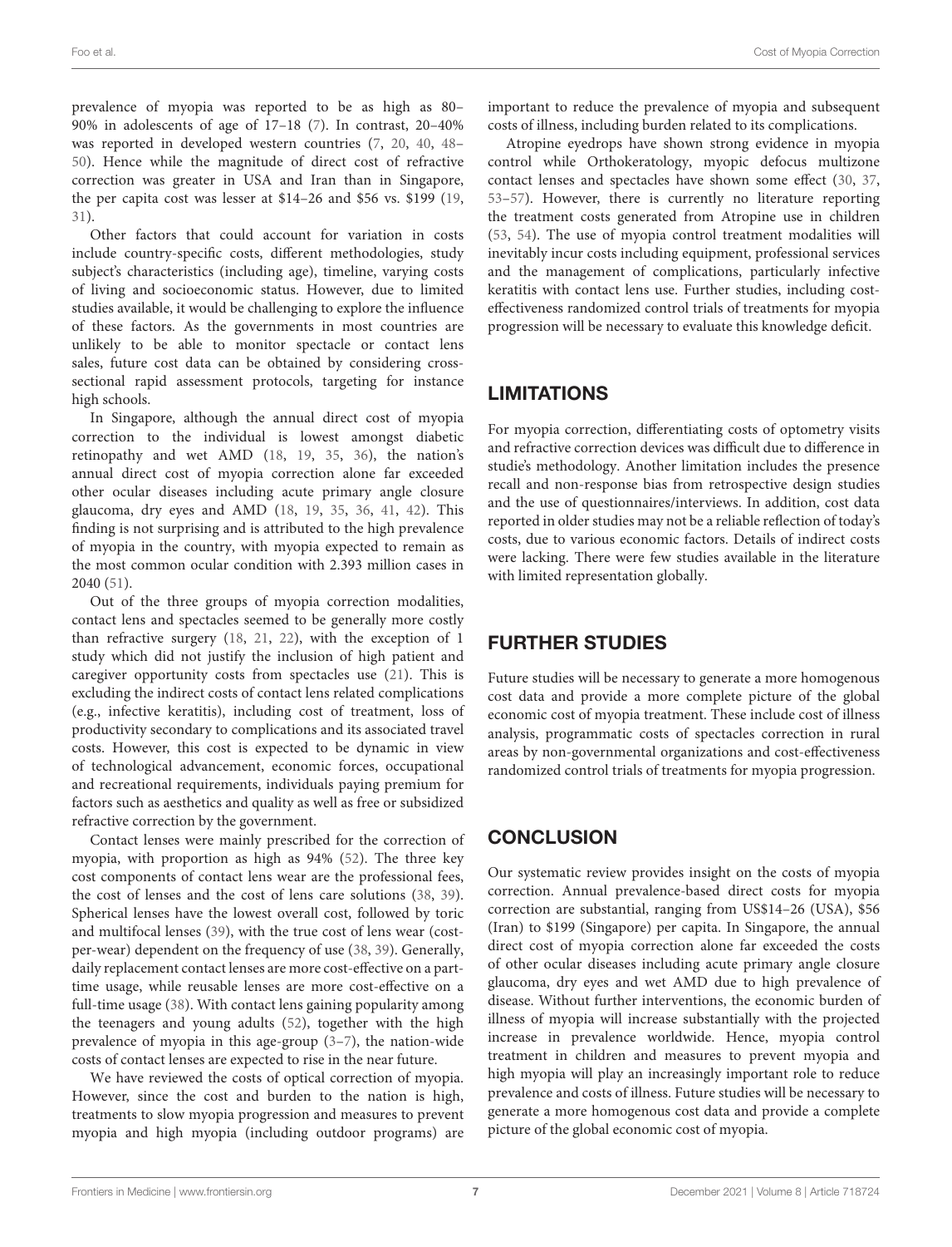prevalence of myopia was reported to be as high as 80–90% in adolescents of age of 17–18 (7). In contrast, 20–40% was reported in developed western countries (7, 20, 40, 48–50). Hence while the magnitude of direct cost of refractive correction was greater in USA and Iran than in Singapore, the per capita cost was lesser at $14–26 and $56 vs. $199 (19, 31).

Other factors that could account for variation in costs include country-specific costs, different methodologies, study subject's characteristics (including age), timeline, varying costs of living and socioeconomic status. However, due to limited studies available, it would be challenging to explore the influence of these factors. As the governments in most countries are unlikely to be able to monitor spectacle or contact lens sales, future cost data can be obtained by considering cross-sectional rapid assessment protocols, targeting for instance high schools.

In Singapore, although the annual direct cost of myopia correction to the individual is lowest amongst diabetic retinopathy and wet AMD (18, 19, 35, 36), the nation's annual direct cost of myopia correction alone far exceeded other ocular diseases including acute primary angle closure glaucoma, dry eyes and AMD (18, 19, 35, 36, 41, 42). This finding is not surprising and is attributed to the high prevalence of myopia in the country, with myopia expected to remain as the most common ocular condition with 2.393 million cases in 2040 (51).

Out of the three groups of myopia correction modalities, contact lens and spectacles seemed to be generally more costly than refractive surgery (18, 21, 22), with the exception of 1 study which did not justify the inclusion of high patient and caregiver opportunity costs from spectacles use (21). This is excluding the indirect costs of contact lens related complications (e.g., infective keratitis), including cost of treatment, loss of productivity secondary to complications and its associated travel costs. However, this cost is expected to be dynamic in view of technological advancement, economic forces, occupational and recreational requirements, individuals paying premium for factors such as aesthetics and quality as well as free or subsidized refractive correction by the government.

Contact lenses were mainly prescribed for the correction of myopia, with proportion as high as 94% (52). The three key cost components of contact lens wear are the professional fees, the cost of lenses and the cost of lens care solutions (38, 39). Spherical lenses have the lowest overall cost, followed by toric and multifocal lenses (39), with the true cost of lens wear (cost-per-wear) dependent on the frequency of use (38, 39). Generally, daily replacement contact lenses are more cost-effective on a part-time usage, while reusable lenses are more cost-effective on a full-time usage (38). With contact lens gaining popularity among the teenagers and young adults (52), together with the high prevalence of myopia in this age-group (3–7), the nation-wide costs of contact lenses are expected to rise in the near future.

We have reviewed the costs of optical correction of myopia. However, since the cost and burden to the nation is high, treatments to slow myopia progression and measures to prevent myopia and high myopia (including outdoor programs) are important to reduce the prevalence of myopia and subsequent costs of illness, including burden related to its complications.

Atropine eyedrops have shown strong evidence in myopia control while Orthokeratology, myopic defocus multizone contact lenses and spectacles have shown some effect (30, 37, 53–57). However, there is currently no literature reporting the treatment costs generated from Atropine use in children (53, 54). The use of myopia control treatment modalities will inevitably incur costs including equipment, professional services and the management of complications, particularly infective keratitis with contact lens use. Further studies, including cost-effectiveness randomized control trials of treatments for myopia progression will be necessary to evaluate this knowledge deficit.

## LIMITATIONS

For myopia correction, differentiating costs of optometry visits and refractive correction devices was difficult due to difference in studie's methodology. Another limitation includes the presence recall and non-response bias from retrospective design studies and the use of questionnaires/interviews. In addition, cost data reported in older studies may not be a reliable reflection of today's costs, due to various economic factors. Details of indirect costs were lacking. There were few studies available in the literature with limited representation globally.

## FURTHER STUDIES

Future studies will be necessary to generate a more homogenous cost data and provide a more complete picture of the global economic cost of myopia treatment. These include cost of illness analysis, programmatic costs of spectacles correction in rural areas by non-governmental organizations and cost-effectiveness randomized control trials of treatments for myopia progression.

## CONCLUSION

Our systematic review provides insight on the costs of myopia correction. Annual prevalence-based direct costs for myopia correction are substantial, ranging from US$14–26 (USA), $56 (Iran) to $199 (Singapore) per capita. In Singapore, the annual direct cost of myopia correction alone far exceeded the costs of other ocular diseases including acute primary angle closure glaucoma, dry eyes and wet AMD due to high prevalence of disease. Without further interventions, the economic burden of illness of myopia will increase substantially with the projected increase in prevalence worldwide. Hence, myopia control treatment in children and measures to prevent myopia and high myopia will play an increasingly important role to reduce prevalence and costs of illness. Future studies will be necessary to generate a more homogenous cost data and provide a complete picture of the global economic cost of myopia.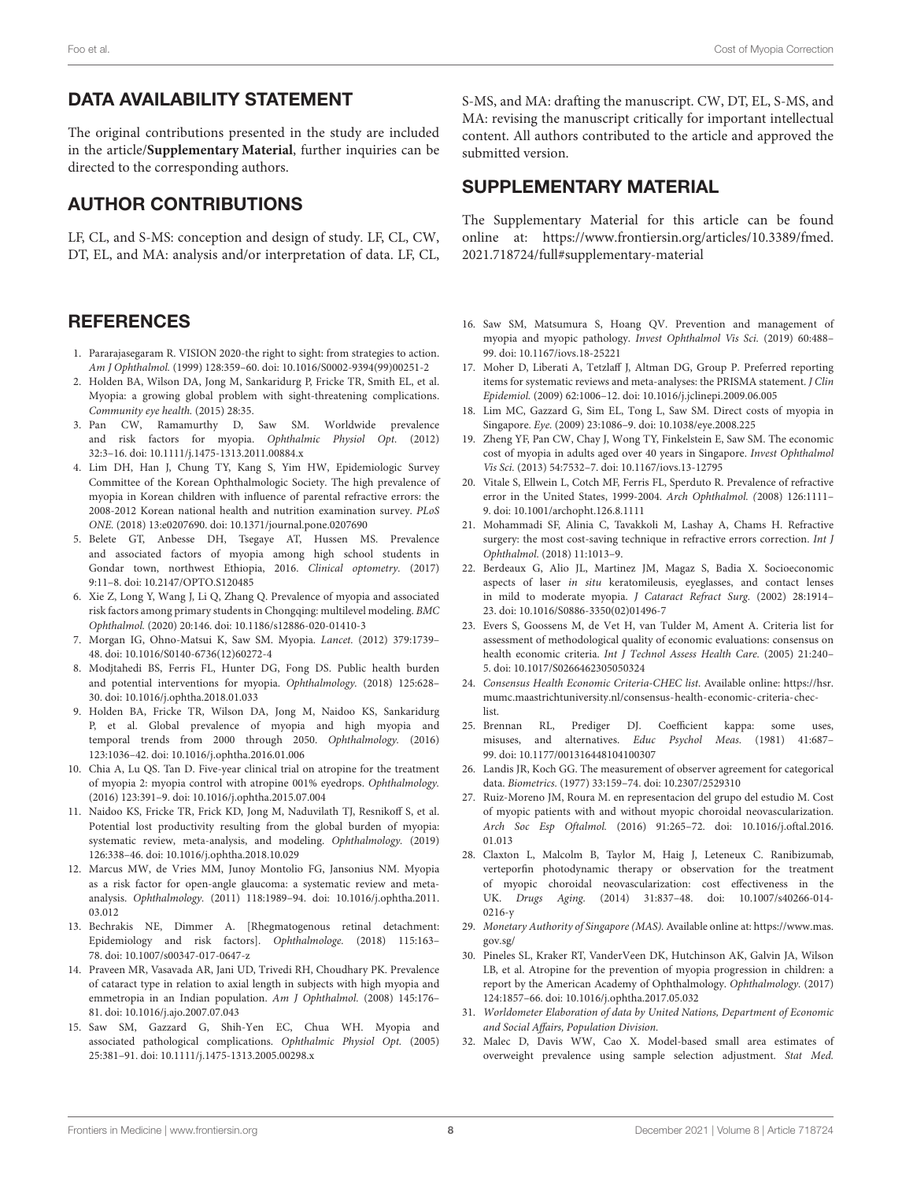## DATA AVAILABILITY STATEMENT

The original contributions presented in the study are included in the article/**Supplementary Material**, further inquiries can be directed to the corresponding authors.

## AUTHOR CONTRIBUTIONS

LF, CL, and S-MS: conception and design of study. LF, CL, CW, DT, EL, and MA: analysis and/or interpretation of data. LF, CL, S-MS, and MA: drafting the manuscript. CW, DT, EL, S-MS, and MA: revising the manuscript critically for important intellectual content. All authors contributed to the article and approved the submitted version.

## SUPPLEMENTARY MATERIAL

The Supplementary Material for this article can be found online at: https://www.frontiersin.org/articles/10.3389/fmed.2021.718724/full#supplementary-material

## REFERENCES

1. Pararajasegaram R. VISION 2020-the right to sight: from strategies to action. *Am J Ophthalmol.* (1999) 128:359–60. doi: 10.1016/S0002-9394(99)00251-2
2. Holden BA, Wilson DA, Jong M, Sankaridurg P, Fricke TR, Smith EL, et al. Myopia: a growing global problem with sight-threatening complications. *Community eye health.* (2015) 28:35.
3. Pan CW, Ramamurthy D, Saw SM. Worldwide prevalence and risk factors for myopia. *Ophthalmic Physiol Opt.* (2012) 32:3–16. doi: 10.1111/j.1475-1313.2011.00884.x
4. Lim DH, Han J, Chung TY, Kang S, Yim HW, Epidemiologic Survey Committee of the Korean Ophthalmologic Society. The high prevalence of myopia in Korean children with influence of parental refractive errors: the 2008-2012 Korean national health and nutrition examination survey. *PLoS ONE.* (2018) 13:e0207690. doi: 10.1371/journal.pone.0207690
5. Belete GT, Anbesse DH, Tsegaye AT, Hussen MS. Prevalence and associated factors of myopia among high school students in Gondar town, northwest Ethiopia, 2016. *Clinical optometry.* (2017) 9:11–8. doi: 10.2147/OPTO.S120485
6. Xie Z, Long Y, Wang J, Li Q, Zhang Q. Prevalence of myopia and associated risk factors among primary students in Chongqing: multilevel modeling. *BMC Ophthalmol.* (2020) 20:146. doi: 10.1186/s12886-020-01410-3
7. Morgan IG, Ohno-Matsui K, Saw SM. Myopia. *Lancet.* (2012) 379:1739–48. doi: 10.1016/S0140-6736(12)60272-4
8. Modjtahedi BS, Ferris FL, Hunter DG, Fong DS. Public health burden and potential interventions for myopia. *Ophthalmology.* (2018) 125:628–30. doi: 10.1016/j.ophtha.2018.01.033
9. Holden BA, Fricke TR, Wilson DA, Jong M, Naidoo KS, Sankaridurg P, et al. Global prevalence of myopia and high myopia and temporal trends from 2000 through 2050. *Ophthalmology.* (2016) 123:1036–42. doi: 10.1016/j.ophtha.2016.01.006
10. Chia A, Lu QS. Tan D. Five-year clinical trial on atropine for the treatment of myopia 2: myopia control with atropine 001% eyedrops. *Ophthalmology.* (2016) 123:391–9. doi: 10.1016/j.ophtha.2015.07.004
11. Naidoo KS, Fricke TR, Frick KD, Jong M, Naduvilath TJ, Resnikoff S, et al. Potential lost productivity resulting from the global burden of myopia: systematic review, meta-analysis, and modeling. *Ophthalmology.* (2019) 126:338–46. doi: 10.1016/j.ophtha.2018.10.029
12. Marcus MW, de Vries MM, Junoy Montolio FG, Jansonius NM. Myopia as a risk factor for open-angle glaucoma: a systematic review and meta-analysis. *Ophthalmology.* (2011) 118:1989–94. doi: 10.1016/j.ophtha.2011.03.012
13. Bechrakis NE, Dimmer A. [Rhegmatogenous retinal detachment: Epidemiology and risk factors]. *Ophthalmologe.* (2018) 115:163–78. doi: 10.1007/s00347-017-0647-z
14. Praveen MR, Vasavada AR, Jani UD, Trivedi RH, Choudhary PK. Prevalence of cataract type in relation to axial length in subjects with high myopia and emmetropia in an Indian population. *Am J Ophthalmol.* (2008) 145:176–81. doi: 10.1016/j.ajo.2007.07.043
15. Saw SM, Gazzard G, Shih-Yen EC, Chua WH. Myopia and associated pathological complications. *Ophthalmic Physiol Opt.* (2005) 25:381–91. doi: 10.1111/j.1475-1313.2005.00298.x
16. Saw SM, Matsumura S, Hoang QV. Prevention and management of myopia and myopic pathology. *Invest Ophthalmol Vis Sci.* (2019) 60:488–99. doi: 10.1167/iovs.18-25221
17. Moher D, Liberati A, Tetzlaff J, Altman DG, Group P. Preferred reporting items for systematic reviews and meta-analyses: the PRISMA statement. *J Clin Epidemiol.* (2009) 62:1006–12. doi: 10.1016/j.jclinepi.2009.06.005
18. Lim MC, Gazzard G, Sim EL, Tong L, Saw SM. Direct costs of myopia in Singapore. *Eye.* (2009) 23:1086–9. doi: 10.1038/eye.2008.225
19. Zheng YF, Pan CW, Chay J, Wong TY, Finkelstein E, Saw SM. The economic cost of myopia in adults aged over 40 years in Singapore. *Invest Ophthalmol Vis Sci.* (2013) 54:7532–7. doi: 10.1167/iovs.13-12795
20. Vitale S, Ellwein L, Cotch MF, Ferris FL, Sperduto R. Prevalence of refractive error in the United States, 1999-2004. *Arch Ophthalmol. (*2008) 126:1111–9. doi: 10.1001/archopht.126.8.1111
21. Mohammadi SF, Alinia C, Tavakkoli M, Lashay A, Chams H. Refractive surgery: the most cost-saving technique in refractive errors correction. *Int J Ophthalmol.* (2018) 11:1013–9.
22. Berdeaux G, Alio JL, Martinez JM, Magaz S, Badia X. Socioeconomic aspects of laser *in situ* keratomileusis, eyeglasses, and contact lenses in mild to moderate myopia. *J Cataract Refract Surg.* (2002) 28:1914–23. doi: 10.1016/S0886-3350(02)01496-7
23. Evers S, Goossens M, de Vet H, van Tulder M, Ament A. Criteria list for assessment of methodological quality of economic evaluations: consensus on health economic criteria. *Int J Technol Assess Health Care.* (2005) 21:240–5. doi: 10.1017/S0266462305050324
24. *Consensus Health Economic Criteria-CHEC list.* Available online: https://hsr.mumc.maastrichtuniversity.nl/consensus-health-economic-criteria-chec-list.
25. Brennan RL, Prediger DJ. Coefficient kappa: some uses, misuses, and alternatives. *Educ Psychol Meas.* (1981) 41:687–99. doi: 10.1177/001316448104100307
26. Landis JR, Koch GG. The measurement of observer agreement for categorical data. *Biometrics.* (1977) 33:159–74. doi: 10.2307/2529310
27. Ruiz-Moreno JM, Roura M. en representacion del grupo del estudio M. Cost of myopic patients with and without myopic choroidal neovascularization. *Arch Soc Esp Oftalmol.* (2016) 91:265–72. doi: 10.1016/j.oftal.2016.01.013
28. Claxton L, Malcolm B, Taylor M, Haig J, Leteneux C. Ranibizumab, verteporfin photodynamic therapy or observation for the treatment of myopic choroidal neovascularization: cost effectiveness in the UK. *Drugs Aging.* (2014) 31:837–48. doi: 10.1007/s40266-014-0216-y
29. *Monetary Authority of Singapore (MAS).* Available online at: https://www.mas.gov.sg/
30. Pineles SL, Kraker RT, VanderVeen DK, Hutchinson AK, Galvin JA, Wilson LB, et al. Atropine for the prevention of myopia progression in children: a report by the American Academy of Ophthalmology. *Ophthalmology.* (2017) 124:1857–66. doi: 10.1016/j.ophtha.2017.05.032
31. *Worldometer Elaboration of data by United Nations, Department of Economic and Social Affairs, Population Division.*
32. Malec D, Davis WW, Cao X. Model-based small area estimates of overweight prevalence using sample selection adjustment. *Stat Med.*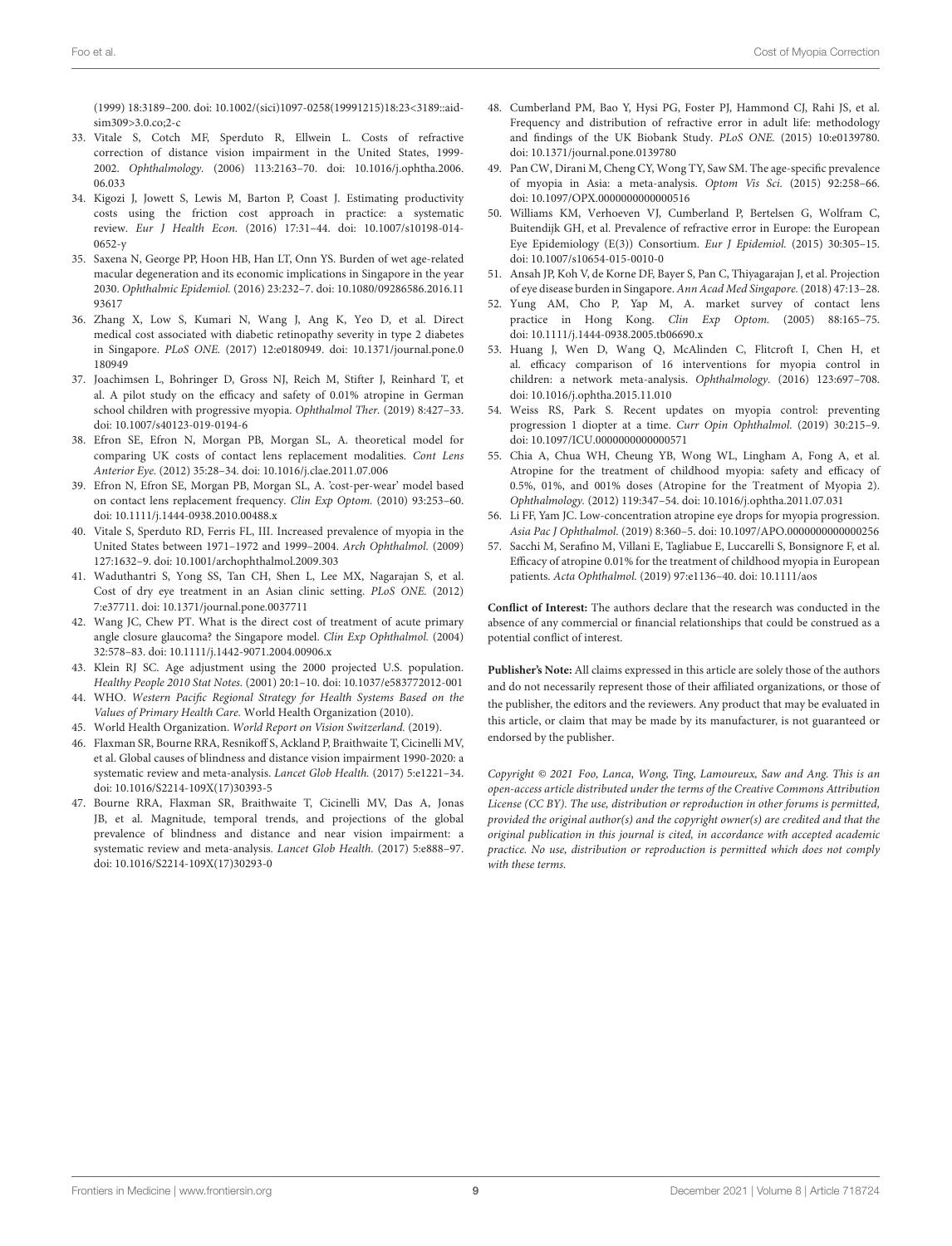(1999) 18:3189–200. doi: 10.1002/(sici)1097-0258(19991215)18:23<3189::aid-sim309>3.0.co;2-c

33. Vitale S, Cotch MF, Sperduto R, Ellwein L. Costs of refractive correction of distance vision impairment in the United States, 1999-2002. *Ophthalmology.* (2006) 113:2163–70. doi: 10.1016/j.ophtha.2006.06.033
34. Kigozi J, Jowett S, Lewis M, Barton P, Coast J. Estimating productivity costs using the friction cost approach in practice: a systematic review. *Eur J Health Econ.* (2016) 17:31–44. doi: 10.1007/s10198-014-0652-y
35. Saxena N, George PP, Hoon HB, Han LT, Onn YS. Burden of wet age-related macular degeneration and its economic implications in Singapore in the year 2030. *Ophthalmic Epidemiol.* (2016) 23:232–7. doi: 10.1080/09286586.2016.1193617
36. Zhang X, Low S, Kumari N, Wang J, Ang K, Yeo D, et al. Direct medical cost associated with diabetic retinopathy severity in type 2 diabetes in Singapore. *PLoS ONE.* (2017) 12:e0180949. doi: 10.1371/journal.pone.0180949
37. Joachimsen L, Bohringer D, Gross NJ, Reich M, Stifter J, Reinhard T, et al. A pilot study on the efficacy and safety of 0.01% atropine in German school children with progressive myopia. *Ophthalmol Ther.* (2019) 8:427–33. doi: 10.1007/s40123-019-0194-6
38. Efron SE, Efron N, Morgan PB, Morgan SL, A. theoretical model for comparing UK costs of contact lens replacement modalities. *Cont Lens Anterior Eye.* (2012) 35:28–34. doi: 10.1016/j.clae.2011.07.006
39. Efron N, Efron SE, Morgan PB, Morgan SL, A. 'cost-per-wear' model based on contact lens replacement frequency. *Clin Exp Optom.* (2010) 93:253–60. doi: 10.1111/j.1444-0938.2010.00488.x
40. Vitale S, Sperduto RD, Ferris FL, III. Increased prevalence of myopia in the United States between 1971–1972 and 1999–2004. *Arch Ophthalmol.* (2009) 127:1632–9. doi: 10.1001/archophthalmol.2009.303
41. Waduthantri S, Yong SS, Tan CH, Shen L, Lee MX, Nagarajan S, et al. Cost of dry eye treatment in an Asian clinic setting. *PLoS ONE.* (2012) 7:e37711. doi: 10.1371/journal.pone.0037711
42. Wang JC, Chew PT. What is the direct cost of treatment of acute primary angle closure glaucoma? the Singapore model. *Clin Exp Ophthalmol.* (2004) 32:578–83. doi: 10.1111/j.1442-9071.2004.00906.x
43. Klein RJ SC. Age adjustment using the 2000 projected U.S. population. *Healthy People 2010 Stat Notes.* (2001) 20:1–10. doi: 10.1037/e583772012-001
44. WHO. *Western Pacific Regional Strategy for Health Systems Based on the Values of Primary Health Care.* World Health Organization (2010).
45. World Health Organization. *World Report on Vision Switzerland.* (2019).
46. Flaxman SR, Bourne RRA, Resnikoff S, Ackland P, Braithwaite T, Cicinelli MV, et al. Global causes of blindness and distance vision impairment 1990-2020: a systematic review and meta-analysis. *Lancet Glob Health.* (2017) 5:e1221–34. doi: 10.1016/S2214-109X(17)30393-5
47. Bourne RRA, Flaxman SR, Braithwaite T, Cicinelli MV, Das A, Jonas JB, et al. Magnitude, temporal trends, and projections of the global prevalence of blindness and distance and near vision impairment: a systematic review and meta-analysis. *Lancet Glob Health.* (2017) 5:e888–97. doi: 10.1016/S2214-109X(17)30293-0
48. Cumberland PM, Bao Y, Hysi PG, Foster PJ, Hammond CJ, Rahi JS, et al. Frequency and distribution of refractive error in adult life: methodology and findings of the UK Biobank Study. *PLoS ONE.* (2015) 10:e0139780. doi: 10.1371/journal.pone.0139780
49. Pan CW, Dirani M, Cheng CY, Wong TY, Saw SM. The age-specific prevalence of myopia in Asia: a meta-analysis. *Optom Vis Sci.* (2015) 92:258–66. doi: 10.1097/OPX.0000000000000516
50. Williams KM, Verhoeven VJ, Cumberland P, Bertelsen G, Wolfram C, Buitendijk GH, et al. Prevalence of refractive error in Europe: the European Eye Epidemiology (E(3)) Consortium. *Eur J Epidemiol.* (2015) 30:305–15. doi: 10.1007/s10654-015-0010-0
51. Ansah JP, Koh V, de Korne DF, Bayer S, Pan C, Thiyagarajan J, et al. Projection of eye disease burden in Singapore. *Ann Acad Med Singapore.* (2018) 47:13–28.
52. Yung AM, Cho P, Yap M, A. market survey of contact lens practice in Hong Kong. *Clin Exp Optom.* (2005) 88:165–75. doi: 10.1111/j.1444-0938.2005.tb06690.x
53. Huang J, Wen D, Wang Q, McAlinden C, Flitcroft I, Chen H, et al. efficacy comparison of 16 interventions for myopia control in children: a network meta-analysis. *Ophthalmology.* (2016) 123:697–708. doi: 10.1016/j.ophtha.2015.11.010
54. Weiss RS, Park S. Recent updates on myopia control: preventing progression 1 diopter at a time. *Curr Opin Ophthalmol.* (2019) 30:215–9. doi: 10.1097/ICU.0000000000000571
55. Chia A, Chua WH, Cheung YB, Wong WL, Lingham A, Fong A, et al. Atropine for the treatment of childhood myopia: safety and efficacy of 0.5%, 01%, and 001% doses (Atropine for the Treatment of Myopia 2). *Ophthalmology.* (2012) 119:347–54. doi: 10.1016/j.ophtha.2011.07.031
56. Li FF, Yam JC. Low-concentration atropine eye drops for myopia progression. *Asia Pac J Ophthalmol.* (2019) 8:360–5. doi: 10.1097/APO.0000000000000256
57. Sacchi M, Serafino M, Villani E, Tagliabue E, Luccarelli S, Bonsignore F, et al. Efficacy of atropine 0.01% for the treatment of childhood myopia in European patients. *Acta Ophthalmol.* (2019) 97:e1136–40. doi: 10.1111/aos

**Conflict of Interest:** The authors declare that the research was conducted in the absence of any commercial or financial relationships that could be construed as a potential conflict of interest.

**Publisher's Note:** All claims expressed in this article are solely those of the authors and do not necessarily represent those of their affiliated organizations, or those of the publisher, the editors and the reviewers. Any product that may be evaluated in this article, or claim that may be made by its manufacturer, is not guaranteed or endorsed by the publisher.

*Copyright © 2021 Foo, Lanca, Wong, Ting, Lamoureux, Saw and Ang. This is an open-access article distributed under the terms of the Creative Commons Attribution License (CC BY). The use, distribution or reproduction in other forums is permitted, provided the original author(s) and the copyright owner(s) are credited and that the original publication in this journal is cited, in accordance with accepted academic practice. No use, distribution or reproduction is permitted which does not comply with these terms.*